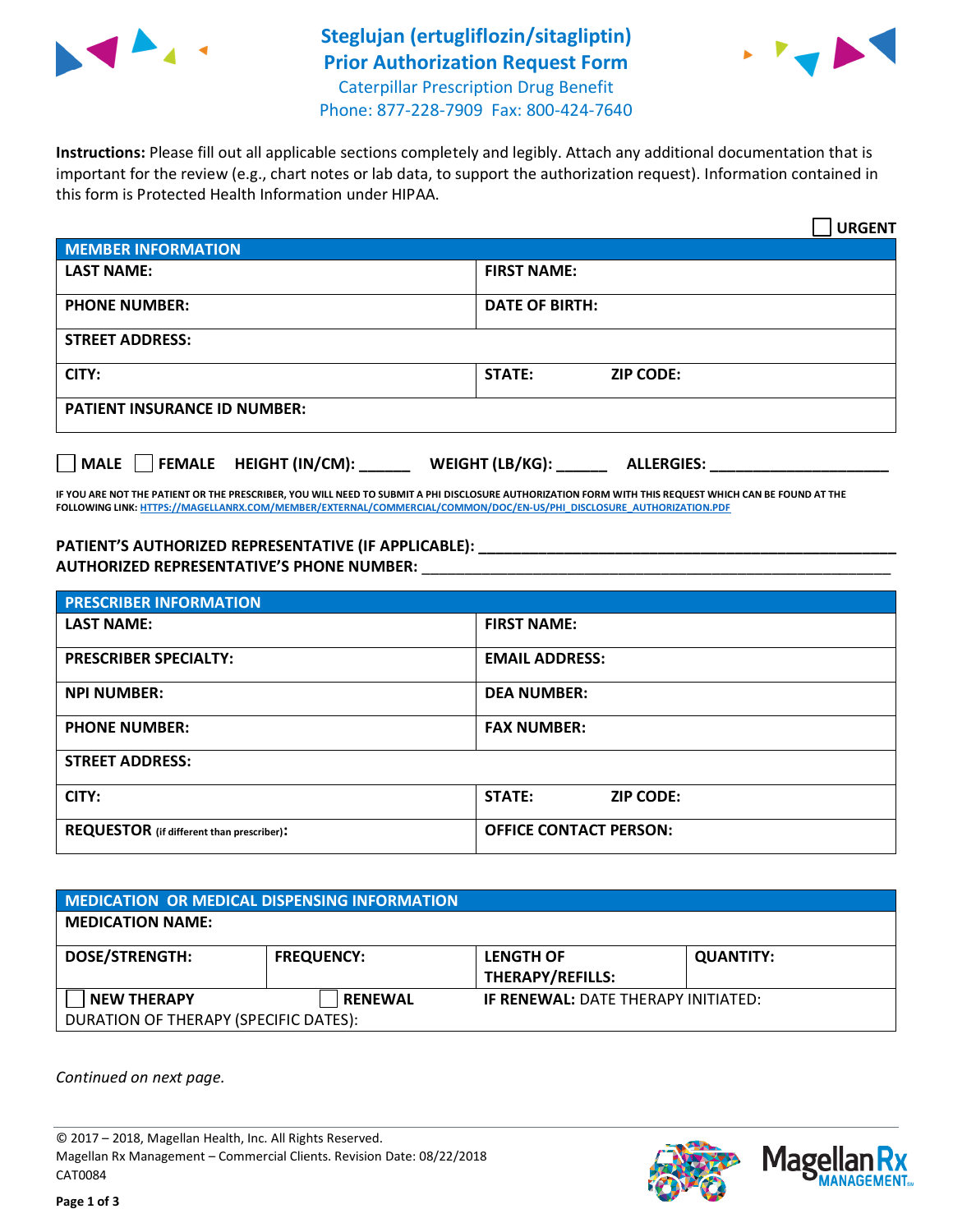# Steglujan (ertugliflozin/sitagliptin) Prior Authorization Request Form

Caterpillar Prescription Drug Benefit
Phone: 877-228-7909 Fax: 800-424-7640

**Instructions:** Please fill out all applicable sections completely and legibly. Attach any additional documentation that is important for the review (e.g., chart notes or lab data, to support the authorization request). Information contained in this form is Protected Health Information under HIPAA.

☐ **URGENT**

| MEMBER INFORMATION | |
|---|---|
| **LAST NAME:** | **FIRST NAME:** |
| **PHONE NUMBER:** | **DATE OF BIRTH:** |
| **STREET ADDRESS:** | |
| **CITY:** | **STATE:** **ZIP CODE:** |
| **PATIENT INSURANCE ID NUMBER:** | |

☐ **MALE** ☐ **FEMALE** **HEIGHT (IN/CM):** ______ **WEIGHT (LB/KG):** ______ **ALLERGIES:** ____________________

**IF YOU ARE NOT THE PATIENT OR THE PRESCRIBER, YOU WILL NEED TO SUBMIT A PHI DISCLOSURE AUTHORIZATION FORM WITH THIS REQUEST WHICH CAN BE FOUND AT THE FOLLOWING LINK: HTTPS://MAGELLANRX.COM/MEMBER/EXTERNAL/COMMERCIAL/COMMON/DOC/EN-US/PHI_DISCLOSURE_AUTHORIZATION.PDF**

**PATIENT'S AUTHORIZED REPRESENTATIVE (IF APPLICABLE):** ____________________________________________
**AUTHORIZED REPRESENTATIVE'S PHONE NUMBER:** ____________________________________________

| PRESCRIBER INFORMATION | |
|---|---|
| **LAST NAME:** | **FIRST NAME:** |
| **PRESCRIBER SPECIALTY:** | **EMAIL ADDRESS:** |
| **NPI NUMBER:** | **DEA NUMBER:** |
| **PHONE NUMBER:** | **FAX NUMBER:** |
| **STREET ADDRESS:** | |
| **CITY:** | **STATE:** **ZIP CODE:** |
| **REQUESTOR** (if different than prescriber)**:** | **OFFICE CONTACT PERSON:** |

| MEDICATION OR MEDICAL DISPENSING INFORMATION | | | |
|---|---|---|---|
| **MEDICATION NAME:** | | | |
| **DOSE/STRENGTH:** | **FREQUENCY:** | **LENGTH OF THERAPY/REFILLS:** | **QUANTITY:** |
| ☐ **NEW THERAPY** | ☐ **RENEWAL** | **IF RENEWAL:** DATE THERAPY INITIATED: | |
| DURATION OF THERAPY (SPECIFIC DATES): | | | |

*Continued on next page.*

© 2017 – 2018, Magellan Health, Inc. All Rights Reserved.
Magellan Rx Management – Commercial Clients. Revision Date: 08/22/2018
CAT0084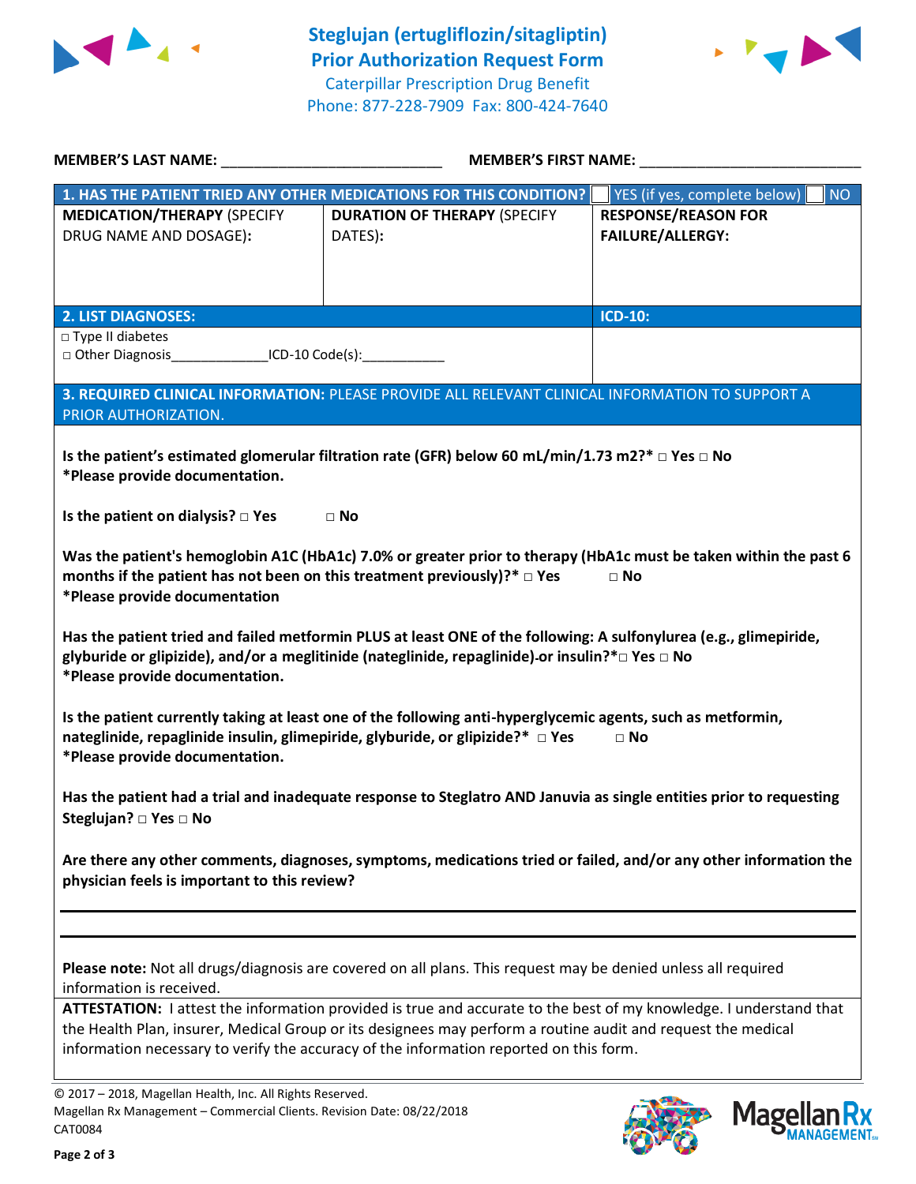# Steglujan (ertugliflozin/sitagliptin) Prior Authorization Request Form

Caterpillar Prescription Drug Benefit
Phone: 877-228-7909 Fax: 800-424-7640

**MEMBER'S LAST NAME:** ___________________________ **MEMBER'S FIRST NAME:** ___________________________

| **1. HAS THE PATIENT TRIED ANY OTHER MEDICATIONS FOR THIS CONDITION?** | | ☐ YES (if yes, complete below) ☐ NO |
|---|---|---|
| **MEDICATION/THERAPY** (SPECIFY DRUG NAME AND DOSAGE): | **DURATION OF THERAPY** (SPECIFY DATES): | **RESPONSE/REASON FOR FAILURE/ALLERGY:** |
| | | |

| **2. LIST DIAGNOSES:** | **ICD-10:** |
|---|---|
| □ Type II diabetes<br>□ Other Diagnosis_____________ICD-10 Code(s):___________ | |

**3. REQUIRED CLINICAL INFORMATION:** PLEASE PROVIDE ALL RELEVANT CLINICAL INFORMATION TO SUPPORT A PRIOR AUTHORIZATION.

**Is the patient's estimated glomerular filtration rate (GFR) below 60 mL/min/1.73 m2?* □ Yes □ No**
***Please provide documentation.**

**Is the patient on dialysis? □ Yes □ No**

**Was the patient's hemoglobin A1C (HbA1c) 7.0% or greater prior to therapy (HbA1c must be taken within the past 6 months if the patient has not been on this treatment previously)?* □ Yes □ No**
***Please provide documentation**

**Has the patient tried and failed metformin PLUS at least ONE of the following: A sulfonylurea (e.g., glimepiride, glyburide or glipizide), and/or a meglitinide (nateglinide, repaglinide) or insulin?*□ Yes □ No**
***Please provide documentation.**

**Is the patient currently taking at least one of the following anti-hyperglycemic agents, such as metformin, nateglinide, repaglinide insulin, glimepiride, glyburide, or glipizide?* □ Yes □ No**
***Please provide documentation.**

**Has the patient had a trial and inadequate response to Steglatro AND Januvia as single entities prior to requesting Steglujan? □ Yes □ No**

**Are there any other comments, diagnoses, symptoms, medications tried or failed, and/or any other information the physician feels is important to this review?**

______________________________________________________________________

______________________________________________________________________

**Please note:** Not all drugs/diagnosis are covered on all plans. This request may be denied unless all required information is received.

**ATTESTATION:** I attest the information provided is true and accurate to the best of my knowledge. I understand that the Health Plan, insurer, Medical Group or its designees may perform a routine audit and request the medical information necessary to verify the accuracy of the information reported on this form.

© 2017 – 2018, Magellan Health, Inc. All Rights Reserved.
Magellan Rx Management – Commercial Clients. Revision Date: 08/22/2018
CAT0084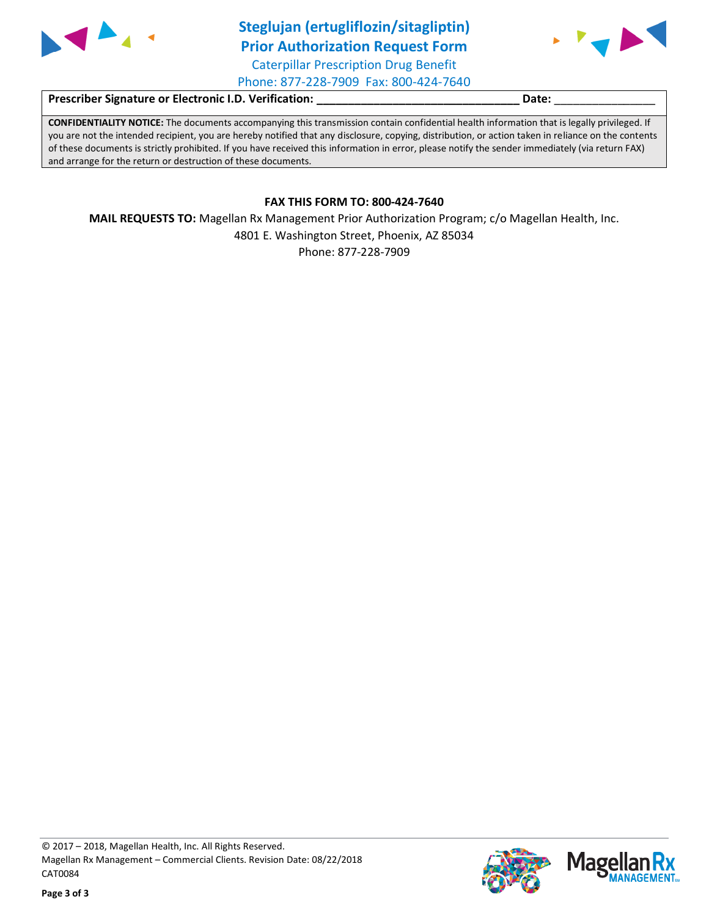# Steglujan (ertugliflozin/sitagliptin) Prior Authorization Request Form

Caterpillar Prescription Drug Benefit

Phone: 877-228-7909 Fax: 800-424-7640

**Prescriber Signature or Electronic I.D. Verification:** ______________________________ **Date:** ________________

**CONFIDENTIALITY NOTICE:** The documents accompanying this transmission contain confidential health information that is legally privileged. If you are not the intended recipient, you are hereby notified that any disclosure, copying, distribution, or action taken in reliance on the contents of these documents is strictly prohibited. If you have received this information in error, please notify the sender immediately (via return FAX) and arrange for the return or destruction of these documents.

**FAX THIS FORM TO: 800-424-7640**

**MAIL REQUESTS TO:** Magellan Rx Management Prior Authorization Program; c/o Magellan Health, Inc.
4801 E. Washington Street, Phoenix, AZ 85034
Phone: 877-228-7909

© 2017 – 2018, Magellan Health, Inc. All Rights Reserved.
Magellan Rx Management – Commercial Clients. Revision Date: 08/22/2018
CAT0084